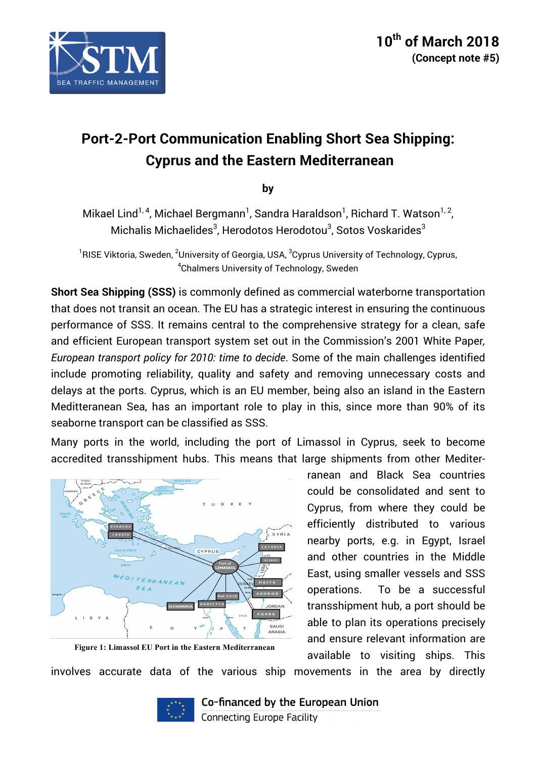10th of March 2018
**(Concept note #5)**

# Port-2-Port Communication Enabling Short Sea Shipping: Cyprus and the Eastern Mediterranean

**by**

Mikael Lind[1,4], Michael Bergmann[1], Sandra Haraldson[1], Richard T. Watson[1,2], Michalis Michaelides[3], Herodotos Herodotou[3], Sotos Voskarides[3]

[1]RISE Viktoria, Sweden, [2]University of Georgia, USA, [3]Cyprus University of Technology, Cyprus, [4]Chalmers University of Technology, Sweden

**Short Sea Shipping (SSS)** is commonly defined as commercial waterborne transportation that does not transit an ocean. The EU has a strategic interest in ensuring the continuous performance of SSS. It remains central to the comprehensive strategy for a clean, safe and efficient European transport system set out in the Commission's 2001 White Paper, *European transport policy for 2010: time to decide*. Some of the main challenges identified include promoting reliability, quality and safety and removing unnecessary costs and delays at the ports. Cyprus, which is an EU member, being also an island in the Eastern Meditteranean Sea, has an important role to play in this, since more than 90% of its seaborne transport can be classified as SSS.

Many ports in the world, including the port of Limassol in Cyprus, seek to become accredited transshipment hubs. This means that large shipments from other Mediterranean and Black Sea countries could be consolidated and sent to Cyprus, from where they could be efficiently distributed to various nearby ports, e.g. in Egypt, Israel and other countries in the Middle East, using smaller vessels and SSS operations. To be a successful transshipment hub, a port should be able to plan its operations precisely and ensure relevant information are available to visiting ships. This involves accurate data of the various ship movements in the area by directly

**Figure 1: Limassol EU Port in the Eastern Mediterranean**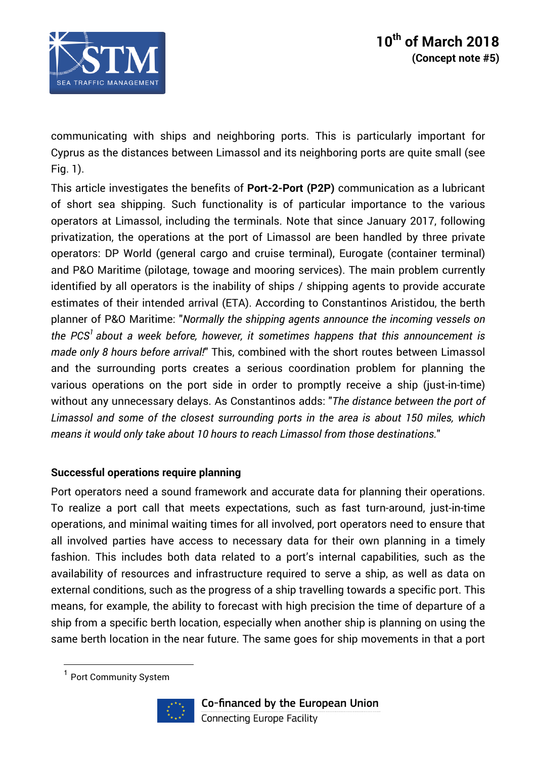communicating with ships and neighboring ports. This is particularly important for Cyprus as the distances between Limassol and its neighboring ports are quite small (see Fig. 1).

This article investigates the benefits of **Port-2-Port (P2P)** communication as a lubricant of short sea shipping. Such functionality is of particular importance to the various operators at Limassol, including the terminals. Note that since January 2017, following privatization, the operations at the port of Limassol are been handled by three private operators: DP World (general cargo and cruise terminal), Eurogate (container terminal) and P&O Maritime (pilotage, towage and mooring services). The main problem currently identified by all operators is the inability of ships / shipping agents to provide accurate estimates of their intended arrival (ETA). According to Constantinos Aristidou, the berth planner of P&O Maritime: "*Normally the shipping agents announce the incoming vessels on the PCS*[1] *about a week before, however, it sometimes happens that this announcement is made only 8 hours before arrival!*" This, combined with the short routes between Limassol and the surrounding ports creates a serious coordination problem for planning the various operations on the port side in order to promptly receive a ship (just-in-time) without any unnecessary delays. As Constantinos adds: "*The distance between the port of Limassol and some of the closest surrounding ports in the area is about 150 miles, which means it would only take about 10 hours to reach Limassol from those destinations.*"

## Successful operations require planning

Port operators need a sound framework and accurate data for planning their operations. To realize a port call that meets expectations, such as fast turn-around, just-in-time operations, and minimal waiting times for all involved, port operators need to ensure that all involved parties have access to necessary data for their own planning in a timely fashion. This includes both data related to a port's internal capabilities, such as the availability of resources and infrastructure required to serve a ship, as well as data on external conditions, such as the progress of a ship travelling towards a specific port. This means, for example, the ability to forecast with high precision the time of departure of a ship from a specific berth location, especially when another ship is planning on using the same berth location in the near future. The same goes for ship movements in that a port

[1] Port Community System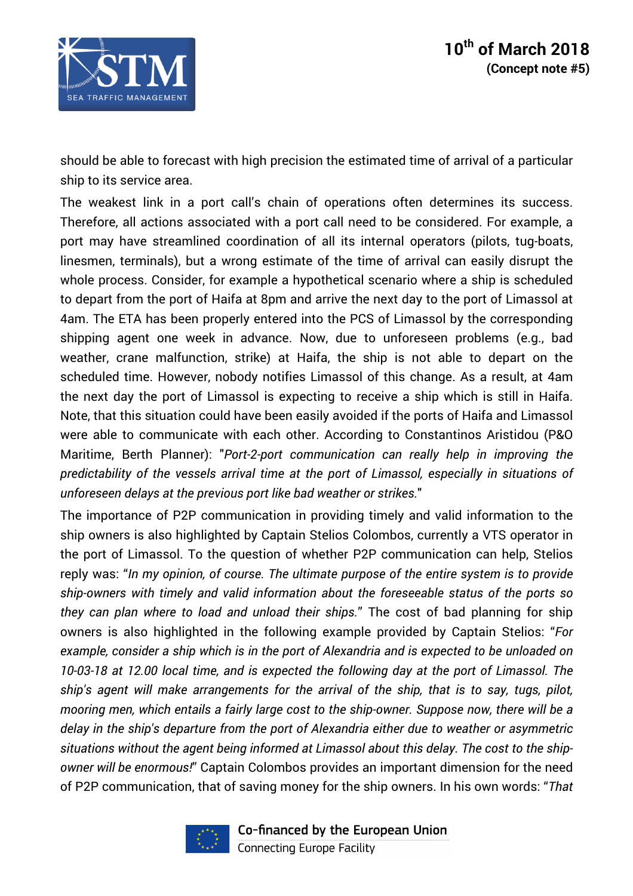should be able to forecast with high precision the estimated time of arrival of a particular ship to its service area.

The weakest link in a port call's chain of operations often determines its success. Therefore, all actions associated with a port call need to be considered. For example, a port may have streamlined coordination of all its internal operators (pilots, tug-boats, linesmen, terminals), but a wrong estimate of the time of arrival can easily disrupt the whole process. Consider, for example a hypothetical scenario where a ship is scheduled to depart from the port of Haifa at 8pm and arrive the next day to the port of Limassol at 4am. The ETA has been properly entered into the PCS of Limassol by the corresponding shipping agent one week in advance. Now, due to unforeseen problems (e.g., bad weather, crane malfunction, strike) at Haifa, the ship is not able to depart on the scheduled time. However, nobody notifies Limassol of this change. As a result, at 4am the next day the port of Limassol is expecting to receive a ship which is still in Haifa. Note, that this situation could have been easily avoided if the ports of Haifa and Limassol were able to communicate with each other. According to Constantinos Aristidou (P&O Maritime, Berth Planner): "*Port-2-port communication can really help in improving the predictability of the vessels arrival time at the port of Limassol, especially in situations of unforeseen delays at the previous port like bad weather or strikes.*"

The importance of P2P communication in providing timely and valid information to the ship owners is also highlighted by Captain Stelios Colombos, currently a VTS operator in the port of Limassol. To the question of whether P2P communication can help, Stelios reply was: "*In my opinion, of course. The ultimate purpose of the entire system is to provide ship-owners with timely and valid information about the foreseeable status of the ports so they can plan where to load and unload their ships.*" The cost of bad planning for ship owners is also highlighted in the following example provided by Captain Stelios: "*For example, consider a ship which is in the port of Alexandria and is expected to be unloaded on 10-03-18 at 12.00 local time, and is expected the following day at the port of Limassol. The ship's agent will make arrangements for the arrival of the ship, that is to say, tugs, pilot, mooring men, which entails a fairly large cost to the ship-owner. Suppose now, there will be a delay in the ship's departure from the port of Alexandria either due to weather or asymmetric situations without the agent being informed at Limassol about this delay. The cost to the ship-owner will be enormous!*" Captain Colombos provides an important dimension for the need of P2P communication, that of saving money for the ship owners. In his own words: "*That*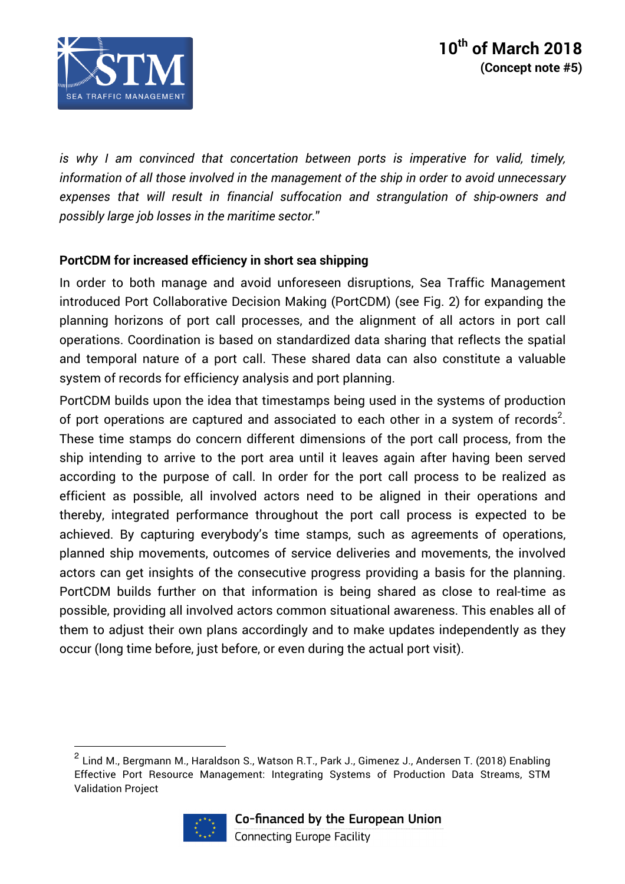*is why I am convinced that concertation between ports is imperative for valid, timely, information of all those involved in the management of the ship in order to avoid unnecessary expenses that will result in financial suffocation and strangulation of ship-owners and possibly large job losses in the maritime sector."*

**PortCDM for increased efficiency in short sea shipping**

In order to both manage and avoid unforeseen disruptions, Sea Traffic Management introduced Port Collaborative Decision Making (PortCDM) (see Fig. 2) for expanding the planning horizons of port call processes, and the alignment of all actors in port call operations. Coordination is based on standardized data sharing that reflects the spatial and temporal nature of a port call. These shared data can also constitute a valuable system of records for efficiency analysis and port planning.

PortCDM builds upon the idea that timestamps being used in the systems of production of port operations are captured and associated to each other in a system of records[2]. These time stamps do concern different dimensions of the port call process, from the ship intending to arrive to the port area until it leaves again after having been served according to the purpose of call. In order for the port call process to be realized as efficient as possible, all involved actors need to be aligned in their operations and thereby, integrated performance throughout the port call process is expected to be achieved. By capturing everybody's time stamps, such as agreements of operations, planned ship movements, outcomes of service deliveries and movements, the involved actors can get insights of the consecutive progress providing a basis for the planning. PortCDM builds further on that information is being shared as close to real-time as possible, providing all involved actors common situational awareness. This enables all of them to adjust their own plans accordingly and to make updates independently as they occur (long time before, just before, or even during the actual port visit).

[2] Lind M., Bergmann M., Haraldson S., Watson R.T., Park J., Gimenez J., Andersen T. (2018) Enabling Effective Port Resource Management: Integrating Systems of Production Data Streams, STM Validation Project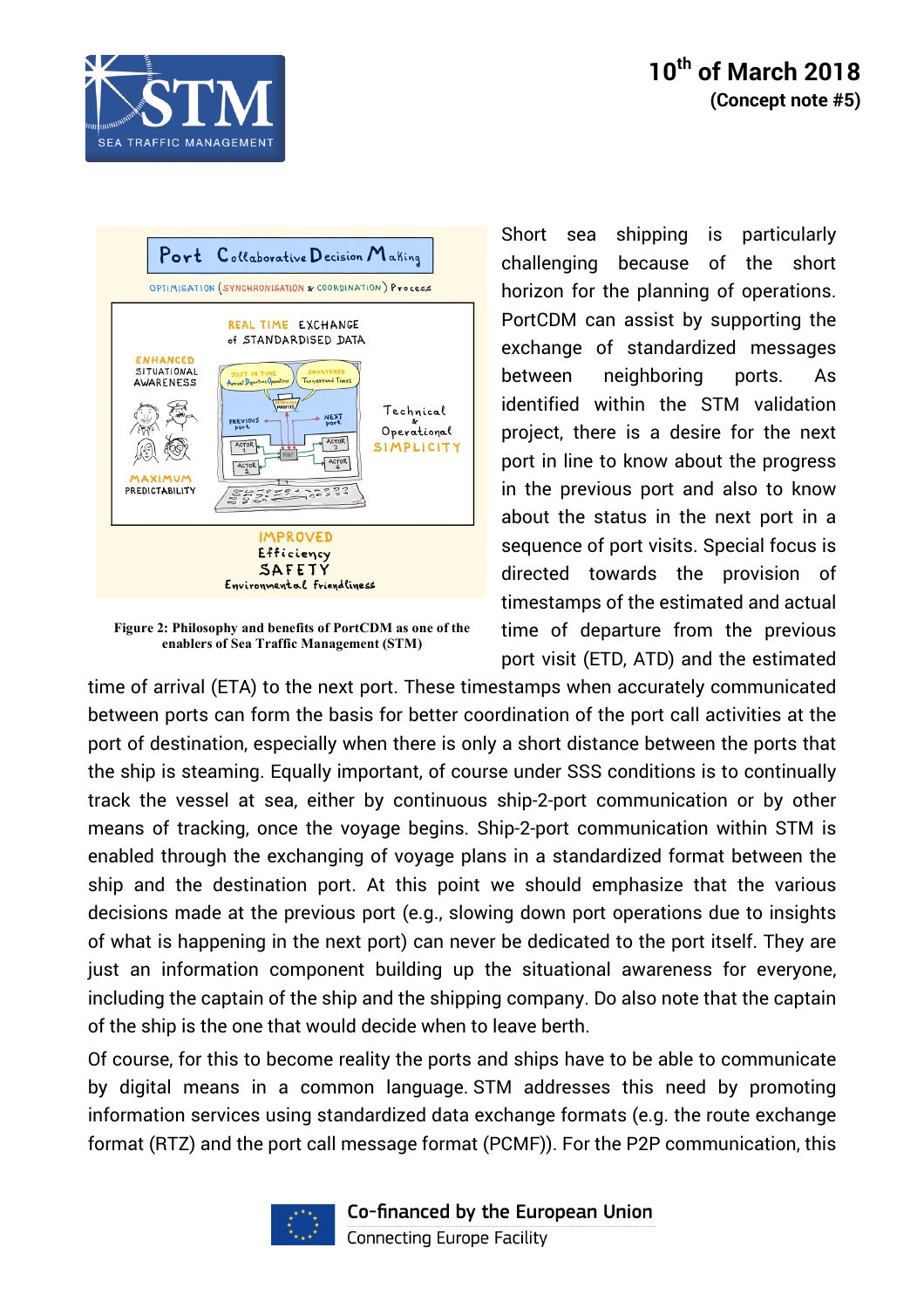Figure 2: Philosophy and benefits of PortCDM as one of the enablers of Sea Traffic Management (STM)

Short sea shipping is particularly challenging because of the short horizon for the planning of operations. PortCDM can assist by supporting the exchange of standardized messages between neighboring ports. As identified within the STM validation project, there is a desire for the next port in line to know about the progress in the previous port and also to know about the status in the next port in a sequence of port visits. Special focus is directed towards the provision of timestamps of the estimated and actual time of departure from the previous port visit (ETD, ATD) and the estimated time of arrival (ETA) to the next port. These timestamps when accurately communicated between ports can form the basis for better coordination of the port call activities at the port of destination, especially when there is only a short distance between the ports that the ship is steaming. Equally important, of course under SSS conditions is to continually track the vessel at sea, either by continuous ship-2-port communication or by other means of tracking, once the voyage begins. Ship-2-port communication within STM is enabled through the exchanging of voyage plans in a standardized format between the ship and the destination port. At this point we should emphasize that the various decisions made at the previous port (e.g., slowing down port operations due to insights of what is happening in the next port) can never be dedicated to the port itself. They are just an information component building up the situational awareness for everyone, including the captain of the ship and the shipping company. Do also note that the captain of the ship is the one that would decide when to leave berth.

Of course, for this to become reality the ports and ships have to be able to communicate by digital means in a common language. STM addresses this need by promoting information services using standardized data exchange formats (e.g. the route exchange format (RTZ) and the port call message format (PCMF)). For the P2P communication, this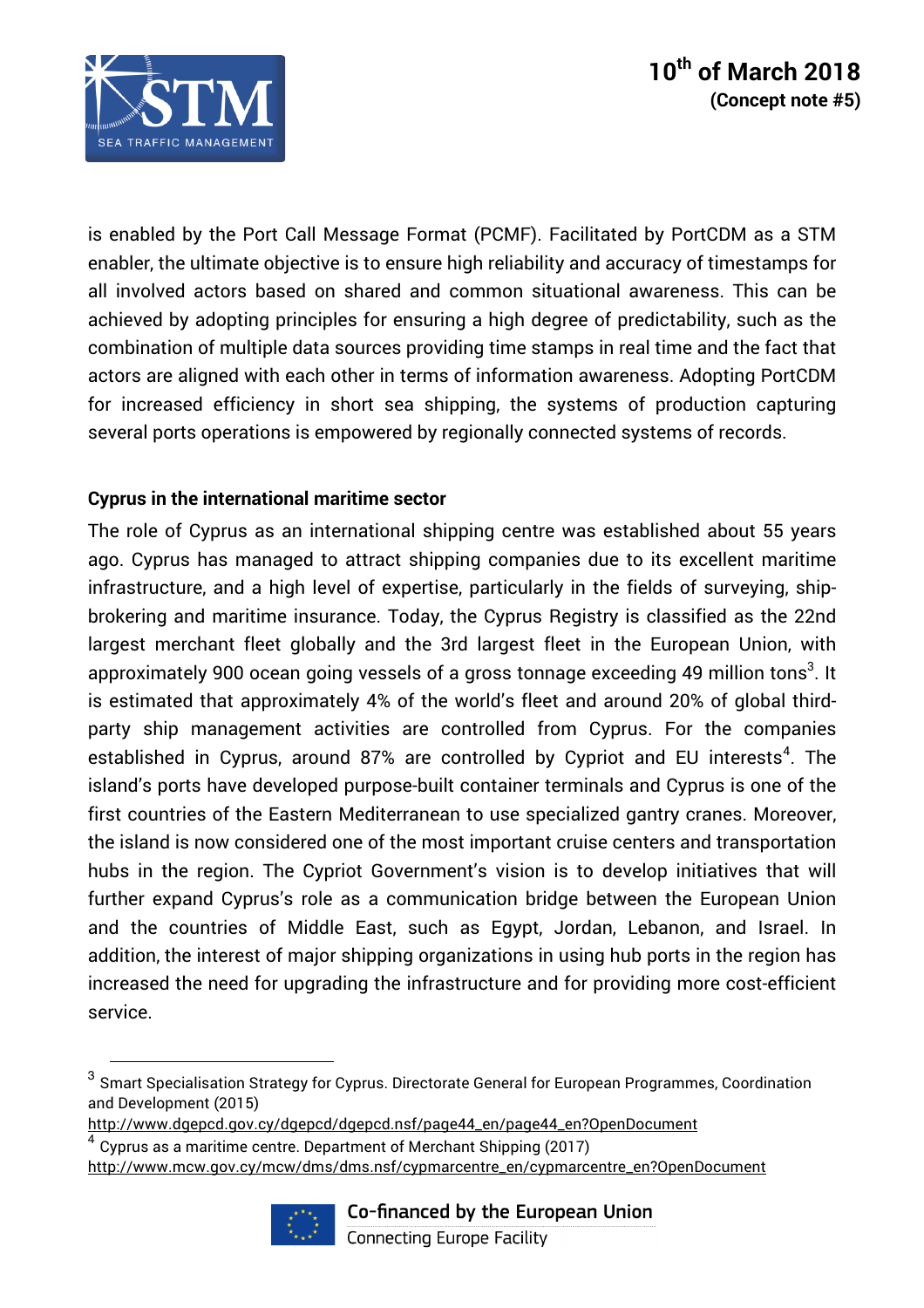is enabled by the Port Call Message Format (PCMF). Facilitated by PortCDM as a STM enabler, the ultimate objective is to ensure high reliability and accuracy of timestamps for all involved actors based on shared and common situational awareness. This can be achieved by adopting principles for ensuring a high degree of predictability, such as the combination of multiple data sources providing time stamps in real time and the fact that actors are aligned with each other in terms of information awareness. Adopting PortCDM for increased efficiency in short sea shipping, the systems of production capturing several ports operations is empowered by regionally connected systems of records.

**Cyprus in the international maritime sector**

The role of Cyprus as an international shipping centre was established about 55 years ago. Cyprus has managed to attract shipping companies due to its excellent maritime infrastructure, and a high level of expertise, particularly in the fields of surveying, ship-brokering and maritime insurance. Today, the Cyprus Registry is classified as the 22nd largest merchant fleet globally and the 3rd largest fleet in the European Union, with approximately 900 ocean going vessels of a gross tonnage exceeding 49 million tons[3]. It is estimated that approximately 4% of the world's fleet and around 20% of global third-party ship management activities are controlled from Cyprus. For the companies established in Cyprus, around 87% are controlled by Cypriot and EU interests[4]. The island's ports have developed purpose-built container terminals and Cyprus is one of the first countries of the Eastern Mediterranean to use specialized gantry cranes. Moreover, the island is now considered one of the most important cruise centers and transportation hubs in the region. The Cypriot Government's vision is to develop initiatives that will further expand Cyprus's role as a communication bridge between the European Union and the countries of Middle East, such as Egypt, Jordan, Lebanon, and Israel. In addition, the interest of major shipping organizations in using hub ports in the region has increased the need for upgrading the infrastructure and for providing more cost-efficient service.

---

[3] Smart Specialisation Strategy for Cyprus. Directorate General for European Programmes, Coordination and Development (2015)
http://www.dgepcd.gov.cy/dgepcd/dgepcd.nsf/page44_en/page44_en?OpenDocument

[4] Cyprus as a maritime centre. Department of Merchant Shipping (2017)
http://www.mcw.gov.cy/mcw/dms/dms.nsf/cypmarcentre_en/cypmarcentre_en?OpenDocument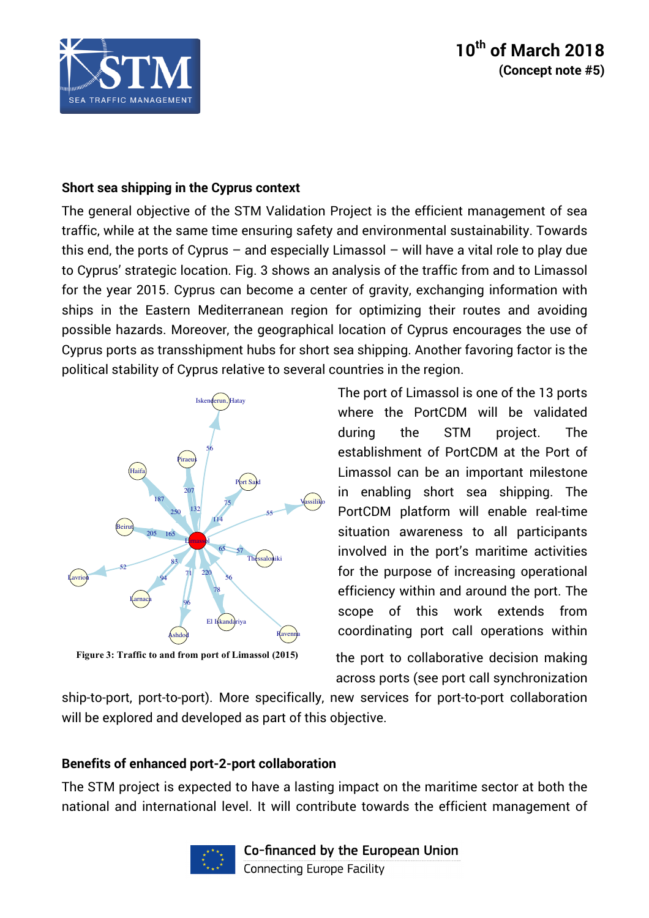## Short sea shipping in the Cyprus context

The general objective of the STM Validation Project is the efficient management of sea traffic, while at the same time ensuring safety and environmental sustainability. Towards this end, the ports of Cyprus – and especially Limassol – will have a vital role to play due to Cyprus' strategic location. Fig. 3 shows an analysis of the traffic from and to Limassol for the year 2015. Cyprus can become a center of gravity, exchanging information with ships in the Eastern Mediterranean region for optimizing their routes and avoiding possible hazards. Moreover, the geographical location of Cyprus encourages the use of Cyprus ports as transshipment hubs for short sea shipping. Another favoring factor is the political stability of Cyprus relative to several countries in the region.

Figure 3: Traffic to and from port of Limassol (2015)

The port of Limassol is one of the 13 ports where the PortCDM will be validated during the STM project. The establishment of PortCDM at the Port of Limassol can be an important milestone in enabling short sea shipping. The PortCDM platform will enable real-time situation awareness to all participants involved in the port's maritime activities for the purpose of increasing operational efficiency within and around the port. The scope of this work extends from coordinating port call operations within the port to collaborative decision making across ports (see port call synchronization ship-to-port, port-to-port). More specifically, new services for port-to-port collaboration will be explored and developed as part of this objective.

## Benefits of enhanced port-2-port collaboration

The STM project is expected to have a lasting impact on the maritime sector at both the national and international level. It will contribute towards the efficient management of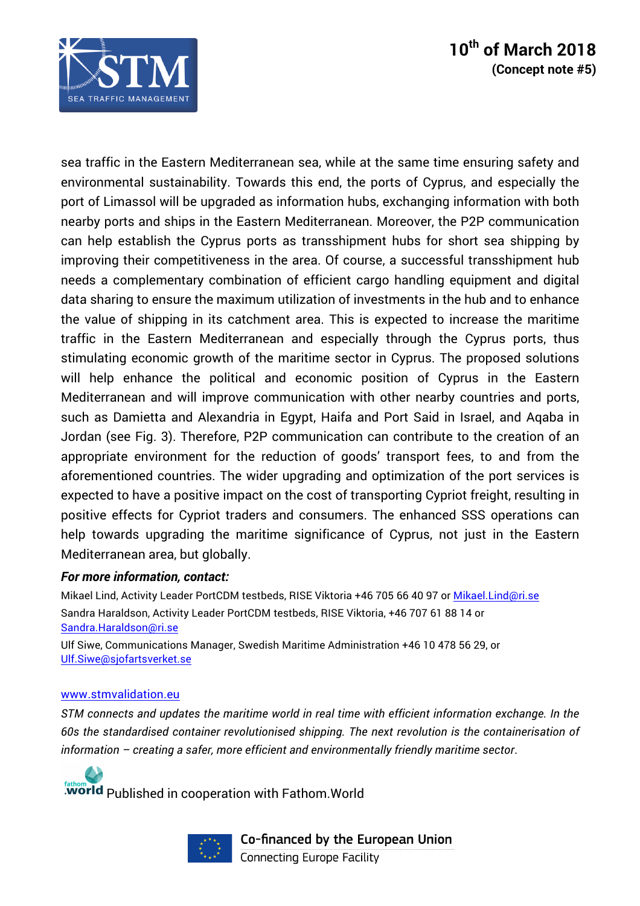sea traffic in the Eastern Mediterranean sea, while at the same time ensuring safety and environmental sustainability. Towards this end, the ports of Cyprus, and especially the port of Limassol will be upgraded as information hubs, exchanging information with both nearby ports and ships in the Eastern Mediterranean. Moreover, the P2P communication can help establish the Cyprus ports as transshipment hubs for short sea shipping by improving their competitiveness in the area. Of course, a successful transshipment hub needs a complementary combination of efficient cargo handling equipment and digital data sharing to ensure the maximum utilization of investments in the hub and to enhance the value of shipping in its catchment area. This is expected to increase the maritime traffic in the Eastern Mediterranean and especially through the Cyprus ports, thus stimulating economic growth of the maritime sector in Cyprus. The proposed solutions will help enhance the political and economic position of Cyprus in the Eastern Mediterranean and will improve communication with other nearby countries and ports, such as Damietta and Alexandria in Egypt, Haifa and Port Said in Israel, and Aqaba in Jordan (see Fig. 3). Therefore, P2P communication can contribute to the creation of an appropriate environment for the reduction of goods' transport fees, to and from the aforementioned countries. The wider upgrading and optimization of the port services is expected to have a positive impact on the cost of transporting Cypriot freight, resulting in positive effects for Cypriot traders and consumers. The enhanced SSS operations can help towards upgrading the maritime significance of Cyprus, not just in the Eastern Mediterranean area, but globally.

***For more information, contact:***

Mikael Lind, Activity Leader PortCDM testbeds, RISE Viktoria +46 705 66 40 97 or Mikael.Lind@ri.se

Sandra Haraldson, Activity Leader PortCDM testbeds, RISE Viktoria, +46 707 61 88 14 or Sandra.Haraldson@ri.se

Ulf Siwe, Communications Manager, Swedish Maritime Administration +46 10 478 56 29, or Ulf.Siwe@sjofartsverket.se

www.stmvalidation.eu

*STM connects and updates the maritime world in real time with efficient information exchange. In the 60s the standardised container revolutionised shipping. The next revolution is the containerisation of information – creating a safer, more efficient and environmentally friendly maritime sector.*

Published in cooperation with Fathom.World

Co-financed by the European Union
Connecting Europe Facility